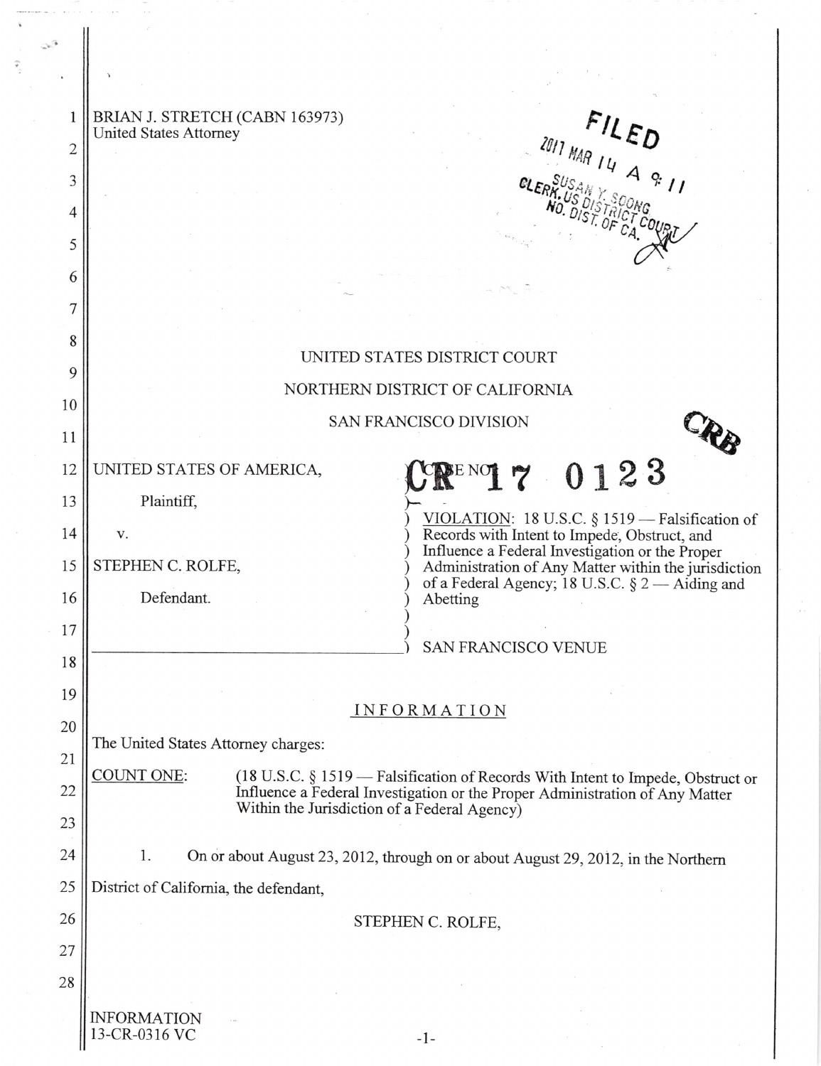BRIAN J. STRETCH (CABN 163973)
United States Attorney

FILED
2017 MAR 14 A 9:11
SUSAN Y. SOONG
CLERK, US DISTRICT COURT
NO. DIST. OF CA.

UNITED STATES DISTRICT COURT

NORTHERN DISTRICT OF CALIFORNIA

SAN FRANCISCO DIVISION

CRB

UNITED STATES OF AMERICA,

Plaintiff,

v.

STEPHEN C. ROLFE,

Defendant.

CASE NO. CR 17 0123

VIOLATION: 18 U.S.C. § 1519 — Falsification of Records with Intent to Impede, Obstruct, and Influence a Federal Investigation or the Proper Administration of Any Matter within the jurisdiction of a Federal Agency; 18 U.S.C. § 2 — Aiding and Abetting

SAN FRANCISCO VENUE

## INFORMATION

The United States Attorney charges:

COUNT ONE: (18 U.S.C. § 1519 — Falsification of Records With Intent to Impede, Obstruct or Influence a Federal Investigation or the Proper Administration of Any Matter Within the Jurisdiction of a Federal Agency)

1. On or about August 23, 2012, through on or about August 29, 2012, in the Northern District of California, the defendant,

STEPHEN C. ROLFE,

INFORMATION
13-CR-0316 VC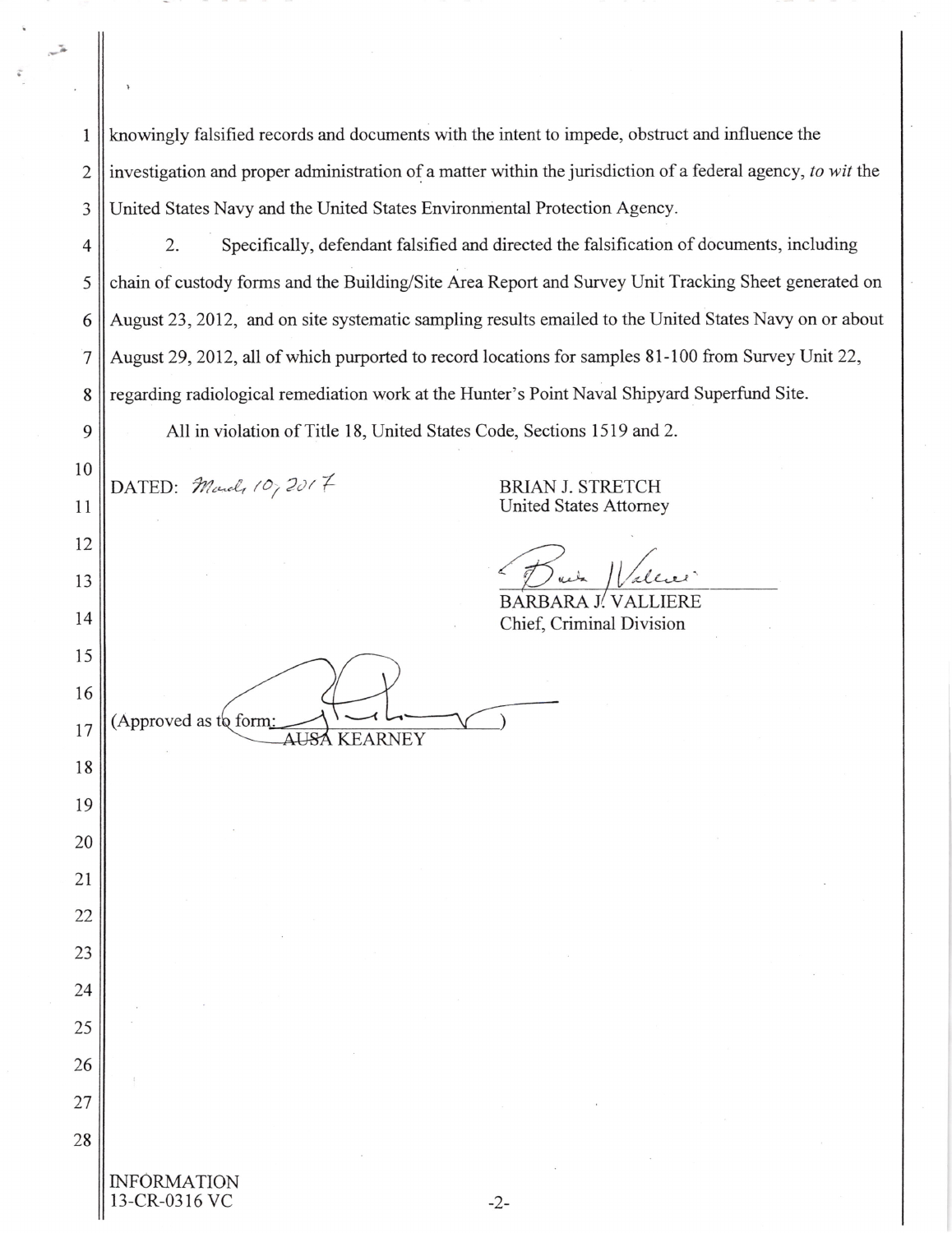knowingly falsified records and documents with the intent to impede, obstruct and influence the investigation and proper administration of a matter within the jurisdiction of a federal agency, *to wit* the United States Navy and the United States Environmental Protection Agency.

2. Specifically, defendant falsified and directed the falsification of documents, including chain of custody forms and the Building/Site Area Report and Survey Unit Tracking Sheet generated on August 23, 2012, and on site systematic sampling results emailed to the United States Navy on or about August 29, 2012, all of which purported to record locations for samples 81-100 from Survey Unit 22, regarding radiological remediation work at the Hunter's Point Naval Shipyard Superfund Site.

All in violation of Title 18, United States Code, Sections 1519 and 2.

DATED: March 10, 2017

BRIAN J. STRETCH
United States Attorney

BARBARA J. VALLIERE
Chief, Criminal Division

(Approved as to form: AUSA KEARNEY)

INFORMATION
13-CR-0316 VC